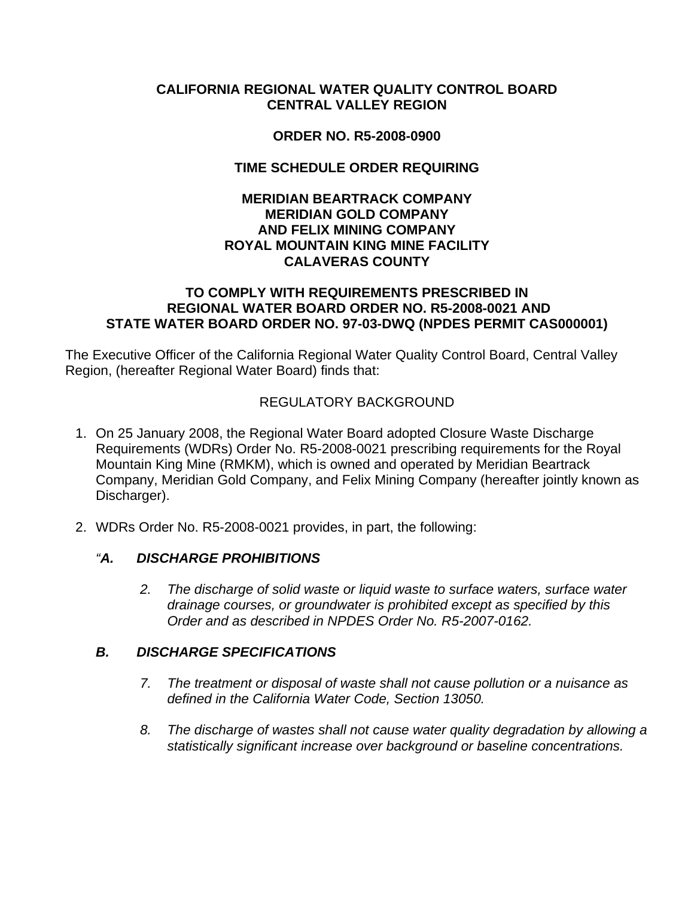**CALIFORNIA REGIONAL WATER QUALITY CONTROL BOARD**
**CENTRAL VALLEY REGION**

**ORDER NO. R5-2008-0900**

**TIME SCHEDULE ORDER REQUIRING**

**MERIDIAN BEARTRACK COMPANY**
**MERIDIAN GOLD COMPANY**
**AND FELIX MINING COMPANY**
**ROYAL MOUNTAIN KING MINE FACILITY**
**CALAVERAS COUNTY**

**TO COMPLY WITH REQUIREMENTS PRESCRIBED IN**
**REGIONAL WATER BOARD ORDER NO. R5-2008-0021 AND**
**STATE WATER BOARD ORDER NO. 97-03-DWQ (NPDES PERMIT CAS000001)**

The Executive Officer of the California Regional Water Quality Control Board, Central Valley Region, (hereafter Regional Water Board) finds that:

REGULATORY BACKGROUND

1. On 25 January 2008, the Regional Water Board adopted Closure Waste Discharge Requirements (WDRs) Order No. R5-2008-0021 prescribing requirements for the Royal Mountain King Mine (RMKM), which is owned and operated by Meridian Beartrack Company, Meridian Gold Company, and Felix Mining Company (hereafter jointly known as Discharger).

2. WDRs Order No. R5-2008-0021 provides, in part, the following:

   *"**A. DISCHARGE PROHIBITIONS***

   *2. The discharge of solid waste or liquid waste to surface waters, surface water drainage courses, or groundwater is prohibited except as specified by this Order and as described in NPDES Order No. R5-2007-0162.*

   ***B. DISCHARGE SPECIFICATIONS***

   *7. The treatment or disposal of waste shall not cause pollution or a nuisance as defined in the California Water Code, Section 13050.*

   *8. The discharge of wastes shall not cause water quality degradation by allowing a statistically significant increase over background or baseline concentrations.*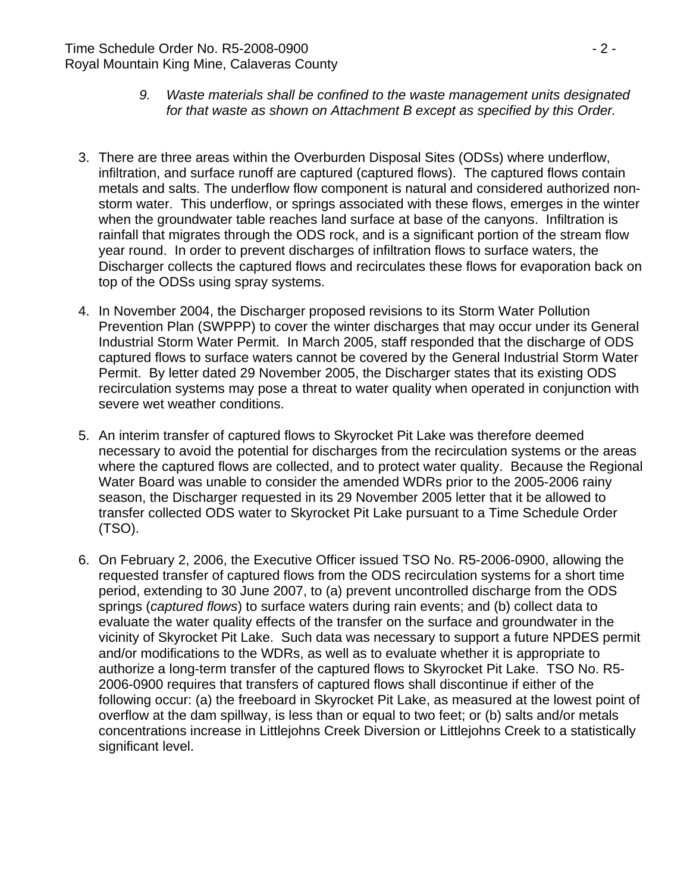9. *Waste materials shall be confined to the waste management units designated for that waste as shown on Attachment B except as specified by this Order.*

3. There are three areas within the Overburden Disposal Sites (ODSs) where underflow, infiltration, and surface runoff are captured (captured flows). The captured flows contain metals and salts. The underflow flow component is natural and considered authorized non-storm water. This underflow, or springs associated with these flows, emerges in the winter when the groundwater table reaches land surface at base of the canyons. Infiltration is rainfall that migrates through the ODS rock, and is a significant portion of the stream flow year round. In order to prevent discharges of infiltration flows to surface waters, the Discharger collects the captured flows and recirculates these flows for evaporation back on top of the ODSs using spray systems.

4. In November 2004, the Discharger proposed revisions to its Storm Water Pollution Prevention Plan (SWPPP) to cover the winter discharges that may occur under its General Industrial Storm Water Permit. In March 2005, staff responded that the discharge of ODS captured flows to surface waters cannot be covered by the General Industrial Storm Water Permit. By letter dated 29 November 2005, the Discharger states that its existing ODS recirculation systems may pose a threat to water quality when operated in conjunction with severe wet weather conditions.

5. An interim transfer of captured flows to Skyrocket Pit Lake was therefore deemed necessary to avoid the potential for discharges from the recirculation systems or the areas where the captured flows are collected, and to protect water quality. Because the Regional Water Board was unable to consider the amended WDRs prior to the 2005-2006 rainy season, the Discharger requested in its 29 November 2005 letter that it be allowed to transfer collected ODS water to Skyrocket Pit Lake pursuant to a Time Schedule Order (TSO).

6. On February 2, 2006, the Executive Officer issued TSO No. R5-2006-0900, allowing the requested transfer of captured flows from the ODS recirculation systems for a short time period, extending to 30 June 2007, to (a) prevent uncontrolled discharge from the ODS springs (*captured flows*) to surface waters during rain events; and (b) collect data to evaluate the water quality effects of the transfer on the surface and groundwater in the vicinity of Skyrocket Pit Lake. Such data was necessary to support a future NPDES permit and/or modifications to the WDRs, as well as to evaluate whether it is appropriate to authorize a long-term transfer of the captured flows to Skyrocket Pit Lake. TSO No. R5-2006-0900 requires that transfers of captured flows shall discontinue if either of the following occur: (a) the freeboard in Skyrocket Pit Lake, as measured at the lowest point of overflow at the dam spillway, is less than or equal to two feet; or (b) salts and/or metals concentrations increase in Littlejohns Creek Diversion or Littlejohns Creek to a statistically significant level.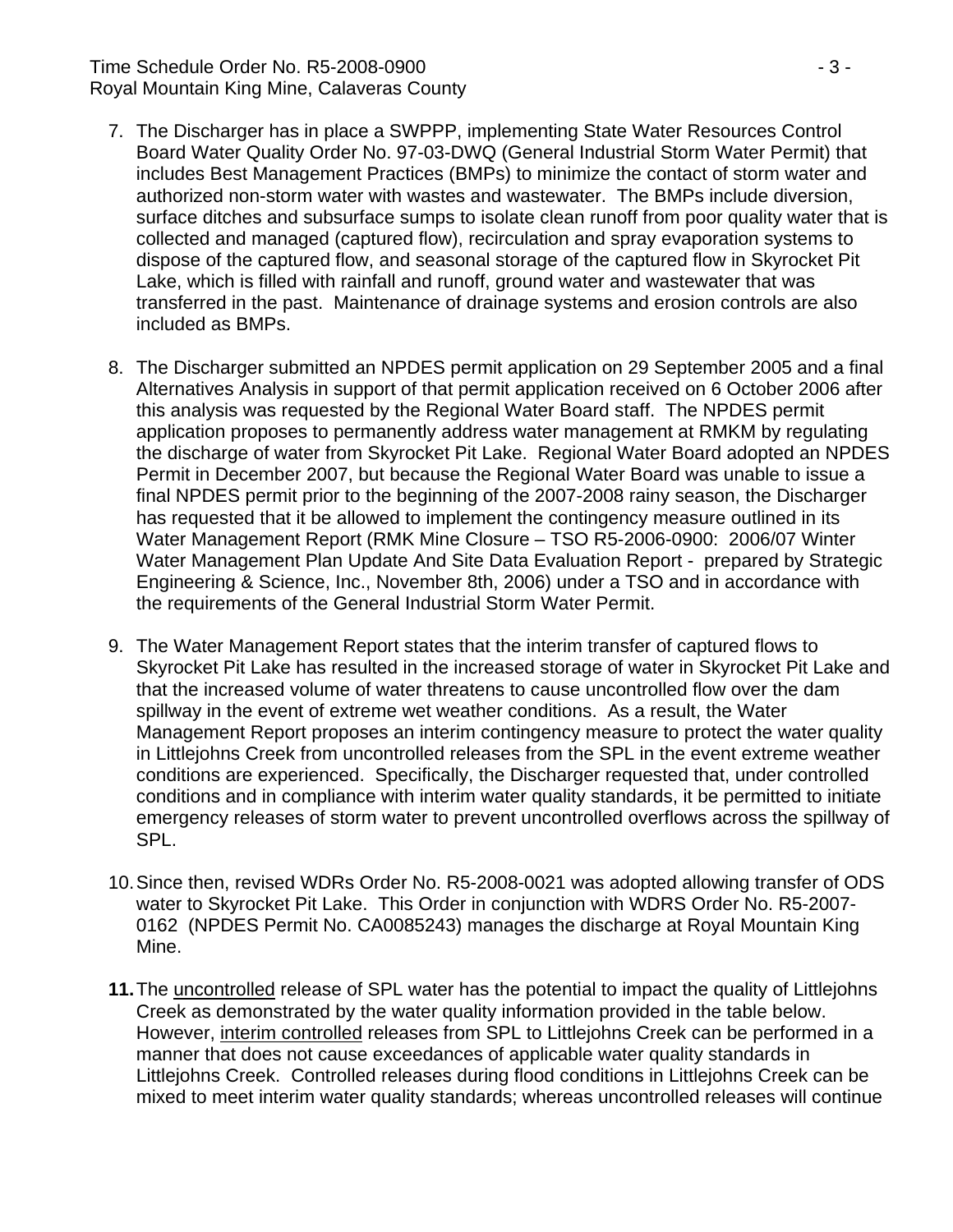7. The Discharger has in place a SWPPP, implementing State Water Resources Control Board Water Quality Order No. 97-03-DWQ (General Industrial Storm Water Permit) that includes Best Management Practices (BMPs) to minimize the contact of storm water and authorized non-storm water with wastes and wastewater. The BMPs include diversion, surface ditches and subsurface sumps to isolate clean runoff from poor quality water that is collected and managed (captured flow), recirculation and spray evaporation systems to dispose of the captured flow, and seasonal storage of the captured flow in Skyrocket Pit Lake, which is filled with rainfall and runoff, ground water and wastewater that was transferred in the past. Maintenance of drainage systems and erosion controls are also included as BMPs.

8. The Discharger submitted an NPDES permit application on 29 September 2005 and a final Alternatives Analysis in support of that permit application received on 6 October 2006 after this analysis was requested by the Regional Water Board staff. The NPDES permit application proposes to permanently address water management at RMKM by regulating the discharge of water from Skyrocket Pit Lake. Regional Water Board adopted an NPDES Permit in December 2007, but because the Regional Water Board was unable to issue a final NPDES permit prior to the beginning of the 2007-2008 rainy season, the Discharger has requested that it be allowed to implement the contingency measure outlined in its Water Management Report (RMK Mine Closure – TSO R5-2006-0900: 2006/07 Winter Water Management Plan Update And Site Data Evaluation Report - prepared by Strategic Engineering & Science, Inc., November 8th, 2006) under a TSO and in accordance with the requirements of the General Industrial Storm Water Permit.

9. The Water Management Report states that the interim transfer of captured flows to Skyrocket Pit Lake has resulted in the increased storage of water in Skyrocket Pit Lake and that the increased volume of water threatens to cause uncontrolled flow over the dam spillway in the event of extreme wet weather conditions. As a result, the Water Management Report proposes an interim contingency measure to protect the water quality in Littlejohns Creek from uncontrolled releases from the SPL in the event extreme weather conditions are experienced. Specifically, the Discharger requested that, under controlled conditions and in compliance with interim water quality standards, it be permitted to initiate emergency releases of storm water to prevent uncontrolled overflows across the spillway of SPL.

10. Since then, revised WDRs Order No. R5-2008-0021 was adopted allowing transfer of ODS water to Skyrocket Pit Lake. This Order in conjunction with WDRS Order No. R5-2007-0162 (NPDES Permit No. CA0085243) manages the discharge at Royal Mountain King Mine.

**11.** The uncontrolled release of SPL water has the potential to impact the quality of Littlejohns Creek as demonstrated by the water quality information provided in the table below. However, interim controlled releases from SPL to Littlejohns Creek can be performed in a manner that does not cause exceedances of applicable water quality standards in Littlejohns Creek. Controlled releases during flood conditions in Littlejohns Creek can be mixed to meet interim water quality standards; whereas uncontrolled releases will continue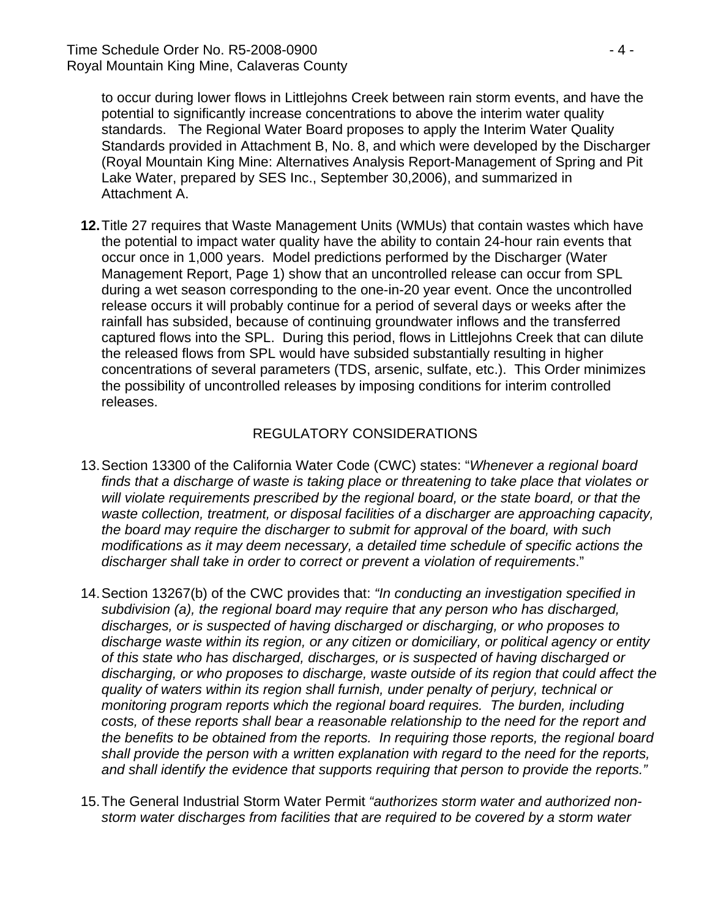to occur during lower flows in Littlejohns Creek between rain storm events, and have the potential to significantly increase concentrations to above the interim water quality standards. The Regional Water Board proposes to apply the Interim Water Quality Standards provided in Attachment B, No. 8, and which were developed by the Discharger (Royal Mountain King Mine: Alternatives Analysis Report-Management of Spring and Pit Lake Water, prepared by SES Inc., September 30,2006), and summarized in Attachment A.

**12.** Title 27 requires that Waste Management Units (WMUs) that contain wastes which have the potential to impact water quality have the ability to contain 24-hour rain events that occur once in 1,000 years. Model predictions performed by the Discharger (Water Management Report, Page 1) show that an uncontrolled release can occur from SPL during a wet season corresponding to the one-in-20 year event. Once the uncontrolled release occurs it will probably continue for a period of several days or weeks after the rainfall has subsided, because of continuing groundwater inflows and the transferred captured flows into the SPL. During this period, flows in Littlejohns Creek that can dilute the released flows from SPL would have subsided substantially resulting in higher concentrations of several parameters (TDS, arsenic, sulfate, etc.). This Order minimizes the possibility of uncontrolled releases by imposing conditions for interim controlled releases.

## REGULATORY CONSIDERATIONS

13. Section 13300 of the California Water Code (CWC) states: "*Whenever a regional board finds that a discharge of waste is taking place or threatening to take place that violates or will violate requirements prescribed by the regional board, or the state board, or that the waste collection, treatment, or disposal facilities of a discharger are approaching capacity, the board may require the discharger to submit for approval of the board, with such modifications as it may deem necessary, a detailed time schedule of specific actions the discharger shall take in order to correct or prevent a violation of requirements*."

14. Section 13267(b) of the CWC provides that: *"In conducting an investigation specified in subdivision (a), the regional board may require that any person who has discharged, discharges, or is suspected of having discharged or discharging, or who proposes to discharge waste within its region, or any citizen or domiciliary, or political agency or entity of this state who has discharged, discharges, or is suspected of having discharged or discharging, or who proposes to discharge, waste outside of its region that could affect the quality of waters within its region shall furnish, under penalty of perjury, technical or monitoring program reports which the regional board requires. The burden, including costs, of these reports shall bear a reasonable relationship to the need for the report and the benefits to be obtained from the reports. In requiring those reports, the regional board shall provide the person with a written explanation with regard to the need for the reports, and shall identify the evidence that supports requiring that person to provide the reports."*

15. The General Industrial Storm Water Permit *"authorizes storm water and authorized non-storm water discharges from facilities that are required to be covered by a storm water*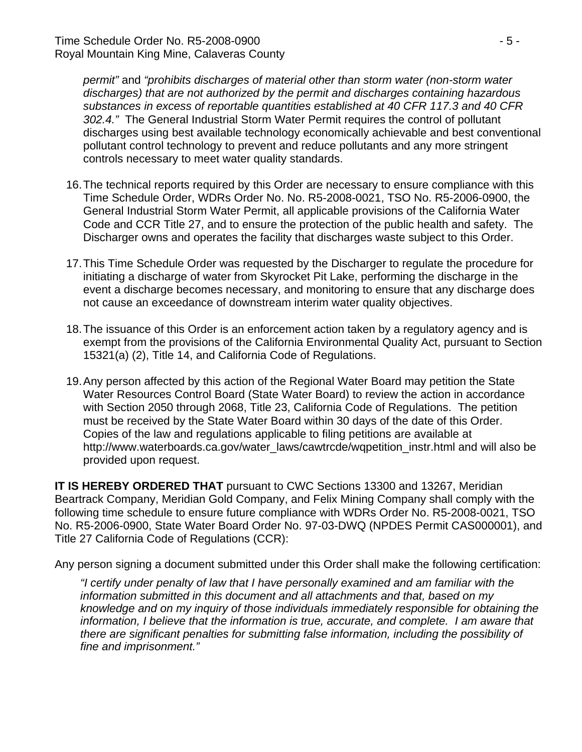*permit"* and *"prohibits discharges of material other than storm water (non-storm water discharges) that are not authorized by the permit and discharges containing hazardous substances in excess of reportable quantities established at 40 CFR 117.3 and 40 CFR 302.4."* The General Industrial Storm Water Permit requires the control of pollutant discharges using best available technology economically achievable and best conventional pollutant control technology to prevent and reduce pollutants and any more stringent controls necessary to meet water quality standards.

16. The technical reports required by this Order are necessary to ensure compliance with this Time Schedule Order, WDRs Order No. No. R5-2008-0021, TSO No. R5-2006-0900, the General Industrial Storm Water Permit, all applicable provisions of the California Water Code and CCR Title 27, and to ensure the protection of the public health and safety. The Discharger owns and operates the facility that discharges waste subject to this Order.

17. This Time Schedule Order was requested by the Discharger to regulate the procedure for initiating a discharge of water from Skyrocket Pit Lake, performing the discharge in the event a discharge becomes necessary, and monitoring to ensure that any discharge does not cause an exceedance of downstream interim water quality objectives.

18. The issuance of this Order is an enforcement action taken by a regulatory agency and is exempt from the provisions of the California Environmental Quality Act, pursuant to Section 15321(a) (2), Title 14, and California Code of Regulations.

19. Any person affected by this action of the Regional Water Board may petition the State Water Resources Control Board (State Water Board) to review the action in accordance with Section 2050 through 2068, Title 23, California Code of Regulations. The petition must be received by the State Water Board within 30 days of the date of this Order. Copies of the law and regulations applicable to filing petitions are available at http://www.waterboards.ca.gov/water_laws/cawtrcde/wqpetition_instr.html and will also be provided upon request.

**IT IS HEREBY ORDERED THAT** pursuant to CWC Sections 13300 and 13267, Meridian Beartrack Company, Meridian Gold Company, and Felix Mining Company shall comply with the following time schedule to ensure future compliance with WDRs Order No. R5-2008-0021, TSO No. R5-2006-0900, State Water Board Order No. 97-03-DWQ (NPDES Permit CAS000001), and Title 27 California Code of Regulations (CCR):

Any person signing a document submitted under this Order shall make the following certification:

*"I certify under penalty of law that I have personally examined and am familiar with the information submitted in this document and all attachments and that, based on my knowledge and on my inquiry of those individuals immediately responsible for obtaining the information, I believe that the information is true, accurate, and complete. I am aware that there are significant penalties for submitting false information, including the possibility of fine and imprisonment."*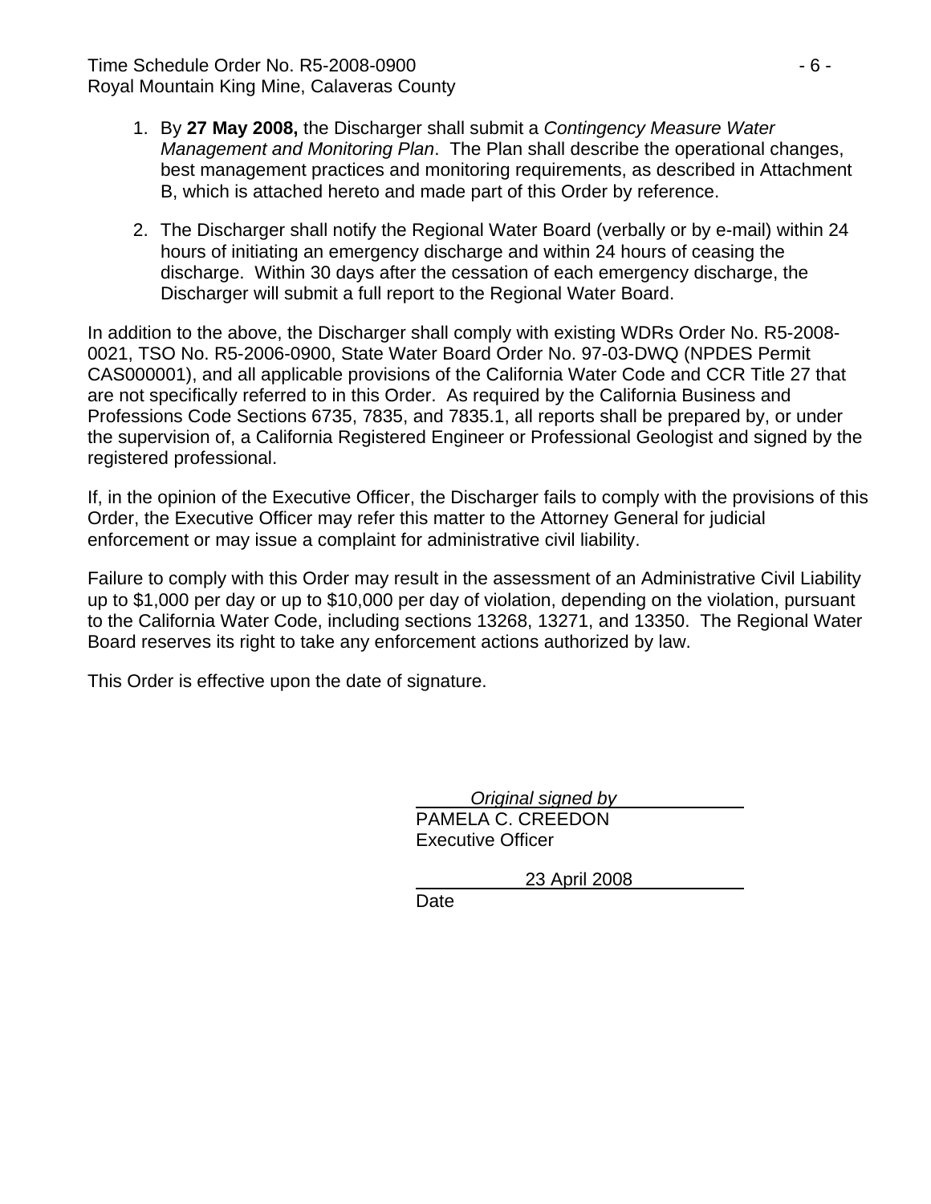1. By **27 May 2008,** the Discharger shall submit a *Contingency Measure Water Management and Monitoring Plan*. The Plan shall describe the operational changes, best management practices and monitoring requirements, as described in Attachment B, which is attached hereto and made part of this Order by reference.

2. The Discharger shall notify the Regional Water Board (verbally or by e-mail) within 24 hours of initiating an emergency discharge and within 24 hours of ceasing the discharge. Within 30 days after the cessation of each emergency discharge, the Discharger will submit a full report to the Regional Water Board.

In addition to the above, the Discharger shall comply with existing WDRs Order No. R5-2008-0021, TSO No. R5-2006-0900, State Water Board Order No. 97-03-DWQ (NPDES Permit CAS000001), and all applicable provisions of the California Water Code and CCR Title 27 that are not specifically referred to in this Order. As required by the California Business and Professions Code Sections 6735, 7835, and 7835.1, all reports shall be prepared by, or under the supervision of, a California Registered Engineer or Professional Geologist and signed by the registered professional.

If, in the opinion of the Executive Officer, the Discharger fails to comply with the provisions of this Order, the Executive Officer may refer this matter to the Attorney General for judicial enforcement or may issue a complaint for administrative civil liability.

Failure to comply with this Order may result in the assessment of an Administrative Civil Liability up to $1,000 per day or up to $10,000 per day of violation, depending on the violation, pursuant to the California Water Code, including sections 13268, 13271, and 13350. The Regional Water Board reserves its right to take any enforcement actions authorized by law.

This Order is effective upon the date of signature.

*Original signed by*
PAMELA C. CREEDON
Executive Officer

23 April 2008
Date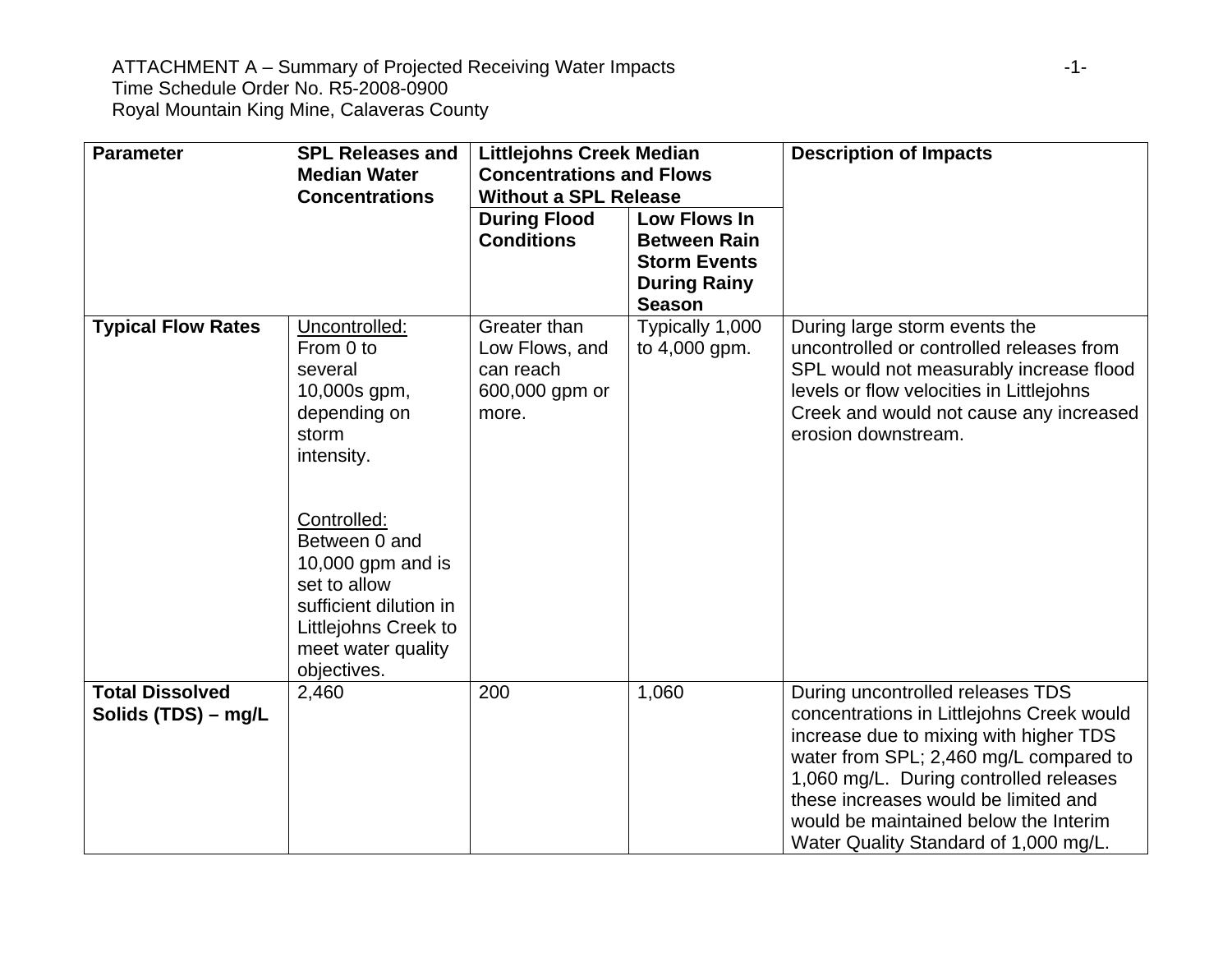ATTACHMENT A – Summary of Projected Receiving Water Impacts
Time Schedule Order No. R5-2008-0900
Royal Mountain King Mine, Calaveras County

| **Parameter** | **SPL Releases and Median Water Concentrations** | **Littlejohns Creek Median Concentrations and Flows Without a SPL Release** | | **Description of Impacts** |
|---|---|---|---|---|
| | | **During Flood Conditions** | **Low Flows In Between Rain Storm Events During Rainy Season** | |
| **Typical Flow Rates** | Uncontrolled: From 0 to several 10,000s gpm, depending on storm intensity. Controlled: Between 0 and 10,000 gpm and is set to allow sufficient dilution in Littlejohns Creek to meet water quality objectives. | Greater than Low Flows, and can reach 600,000 gpm or more. | Typically 1,000 to 4,000 gpm. | During large storm events the uncontrolled or controlled releases from SPL would not measurably increase flood levels or flow velocities in Littlejohns Creek and would not cause any increased erosion downstream. |
| **Total Dissolved Solids (TDS) – mg/L** | 2,460 | 200 | 1,060 | During uncontrolled releases TDS concentrations in Littlejohns Creek would increase due to mixing with higher TDS water from SPL; 2,460 mg/L compared to 1,060 mg/L. During controlled releases these increases would be limited and would be maintained below the Interim Water Quality Standard of 1,000 mg/L. |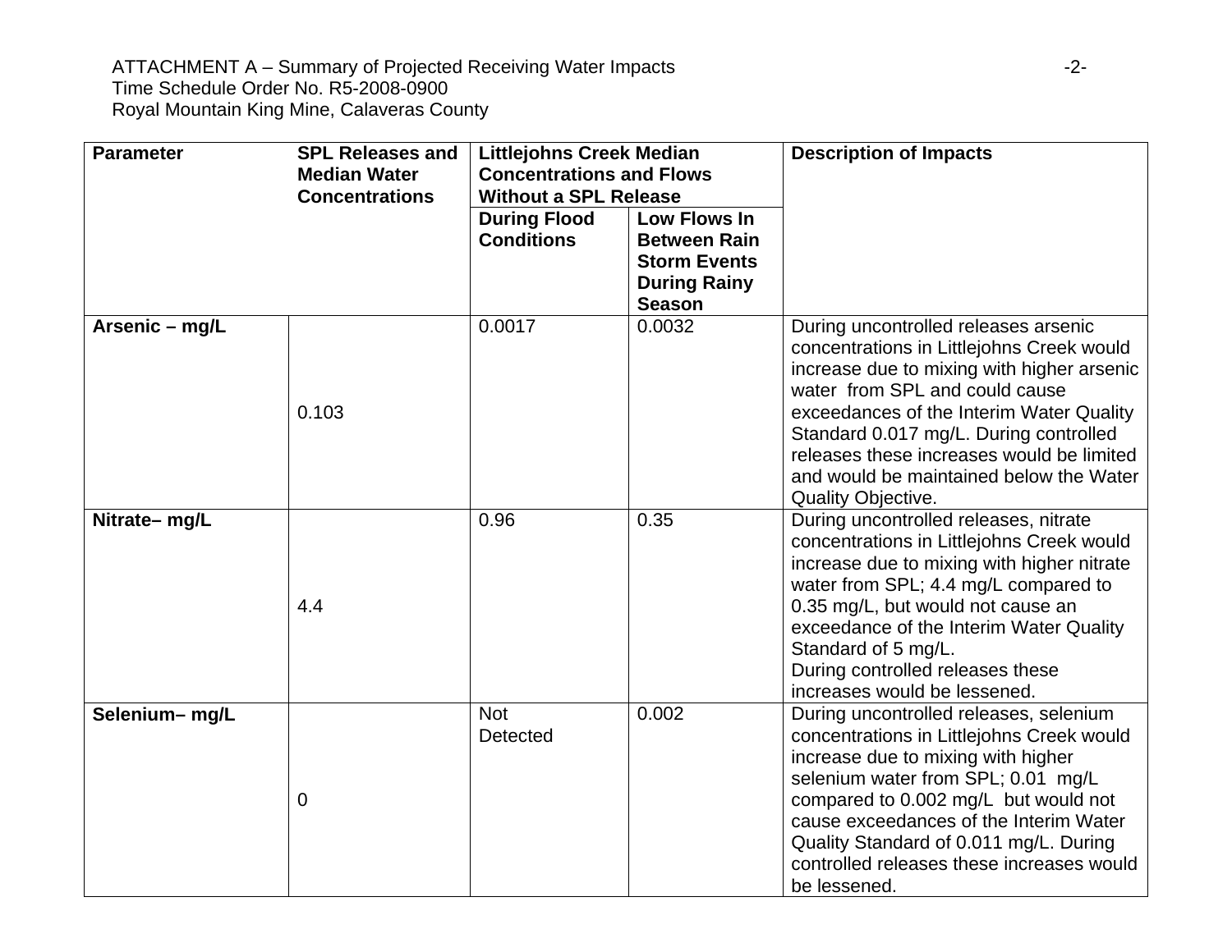ATTACHMENT A – Summary of Projected Receiving Water Impacts
Time Schedule Order No. R5-2008-0900
Royal Mountain King Mine, Calaveras County

| Parameter | SPL Releases and Median Water Concentrations | Littlejohns Creek Median Concentrations and Flows Without a SPL Release | | Description of Impacts |
|---|---|---|---|---|
| | | During Flood Conditions | Low Flows In Between Rain Storm Events During Rainy Season | |
| **Arsenic – mg/L** | 0.103 | 0.0017 | 0.0032 | During uncontrolled releases arsenic concentrations in Littlejohns Creek would increase due to mixing with higher arsenic water from SPL and could cause exceedances of the Interim Water Quality Standard 0.017 mg/L. During controlled releases these increases would be limited and would be maintained below the Water Quality Objective. |
| **Nitrate– mg/L** | 4.4 | 0.96 | 0.35 | During uncontrolled releases, nitrate concentrations in Littlejohns Creek would increase due to mixing with higher nitrate water from SPL; 4.4 mg/L compared to 0.35 mg/L, but would not cause an exceedance of the Interim Water Quality Standard of 5 mg/L. During controlled releases these increases would be lessened. |
| **Selenium– mg/L** | 0 | Not Detected | 0.002 | During uncontrolled releases, selenium concentrations in Littlejohns Creek would increase due to mixing with higher selenium water from SPL; 0.01 mg/L compared to 0.002 mg/L but would not cause exceedances of the Interim Water Quality Standard of 0.011 mg/L. During controlled releases these increases would be lessened. |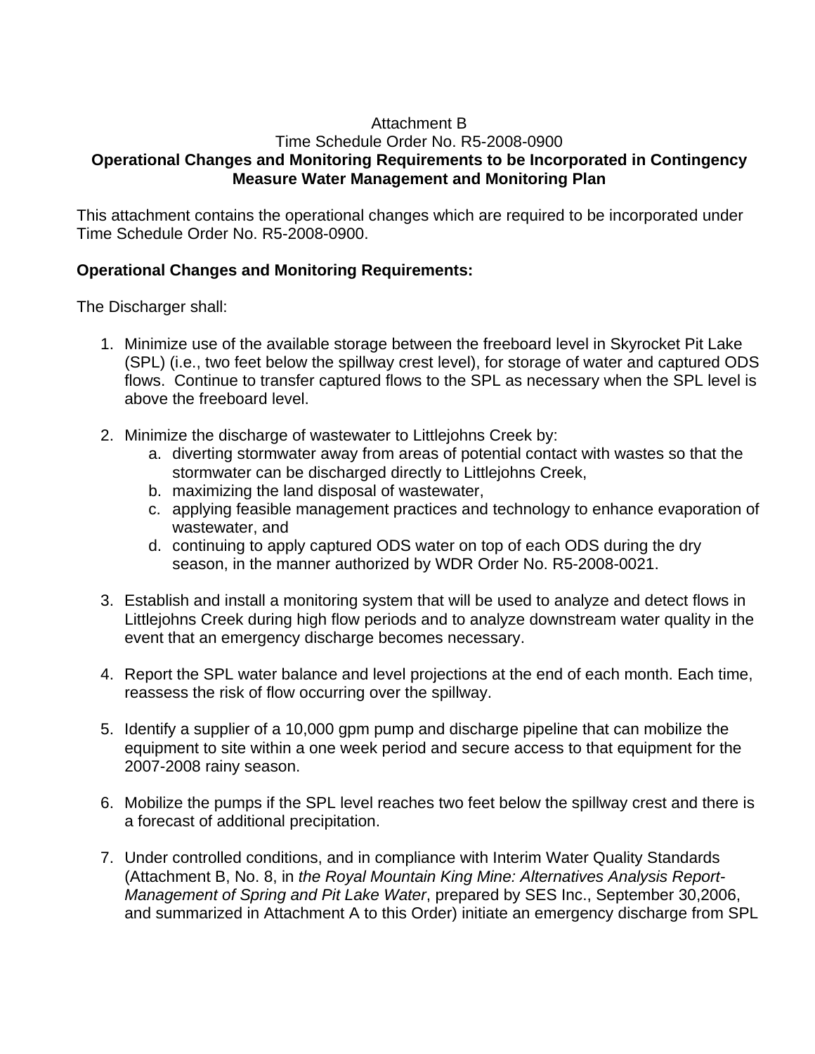Attachment B
Time Schedule Order No. R5-2008-0900

**Operational Changes and Monitoring Requirements to be Incorporated in Contingency Measure Water Management and Monitoring Plan**

This attachment contains the operational changes which are required to be incorporated under Time Schedule Order No. R5-2008-0900.

**Operational Changes and Monitoring Requirements:**

The Discharger shall:

1. Minimize use of the available storage between the freeboard level in Skyrocket Pit Lake (SPL) (i.e., two feet below the spillway crest level), for storage of water and captured ODS flows. Continue to transfer captured flows to the SPL as necessary when the SPL level is above the freeboard level.

2. Minimize the discharge of wastewater to Littlejohns Creek by:
   a. diverting stormwater away from areas of potential contact with wastes so that the stormwater can be discharged directly to Littlejohns Creek,
   b. maximizing the land disposal of wastewater,
   c. applying feasible management practices and technology to enhance evaporation of wastewater, and
   d. continuing to apply captured ODS water on top of each ODS during the dry season, in the manner authorized by WDR Order No. R5-2008-0021.

3. Establish and install a monitoring system that will be used to analyze and detect flows in Littlejohns Creek during high flow periods and to analyze downstream water quality in the event that an emergency discharge becomes necessary.

4. Report the SPL water balance and level projections at the end of each month. Each time, reassess the risk of flow occurring over the spillway.

5. Identify a supplier of a 10,000 gpm pump and discharge pipeline that can mobilize the equipment to site within a one week period and secure access to that equipment for the 2007-2008 rainy season.

6. Mobilize the pumps if the SPL level reaches two feet below the spillway crest and there is a forecast of additional precipitation.

7. Under controlled conditions, and in compliance with Interim Water Quality Standards (Attachment B, No. 8, in *the Royal Mountain King Mine: Alternatives Analysis Report-Management of Spring and Pit Lake Water*, prepared by SES Inc., September 30,2006, and summarized in Attachment A to this Order) initiate an emergency discharge from SPL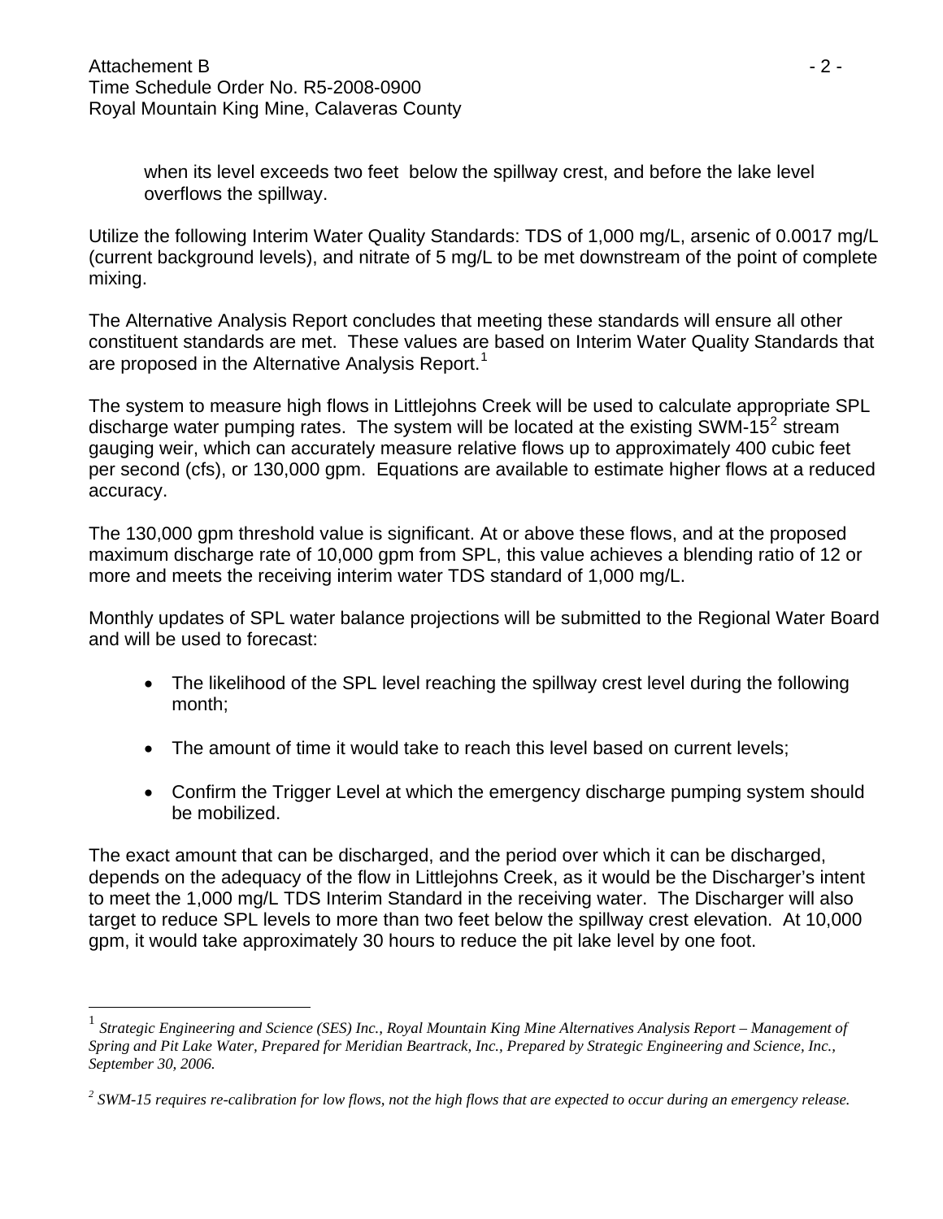when its level exceeds two feet below the spillway crest, and before the lake level overflows the spillway.

Utilize the following Interim Water Quality Standards: TDS of 1,000 mg/L, arsenic of 0.0017 mg/L (current background levels), and nitrate of 5 mg/L to be met downstream of the point of complete mixing.

The Alternative Analysis Report concludes that meeting these standards will ensure all other constituent standards are met. These values are based on Interim Water Quality Standards that are proposed in the Alternative Analysis Report.[1]

The system to measure high flows in Littlejohns Creek will be used to calculate appropriate SPL discharge water pumping rates. The system will be located at the existing SWM-15[2] stream gauging weir, which can accurately measure relative flows up to approximately 400 cubic feet per second (cfs), or 130,000 gpm. Equations are available to estimate higher flows at a reduced accuracy.

The 130,000 gpm threshold value is significant. At or above these flows, and at the proposed maximum discharge rate of 10,000 gpm from SPL, this value achieves a blending ratio of 12 or more and meets the receiving interim water TDS standard of 1,000 mg/L.

Monthly updates of SPL water balance projections will be submitted to the Regional Water Board and will be used to forecast:

- The likelihood of the SPL level reaching the spillway crest level during the following month;
- The amount of time it would take to reach this level based on current levels;
- Confirm the Trigger Level at which the emergency discharge pumping system should be mobilized.

The exact amount that can be discharged, and the period over which it can be discharged, depends on the adequacy of the flow in Littlejohns Creek, as it would be the Discharger's intent to meet the 1,000 mg/L TDS Interim Standard in the receiving water. The Discharger will also target to reduce SPL levels to more than two feet below the spillway crest elevation. At 10,000 gpm, it would take approximately 30 hours to reduce the pit lake level by one foot.

---

[1] *Strategic Engineering and Science (SES) Inc., Royal Mountain King Mine Alternatives Analysis Report – Management of Spring and Pit Lake Water, Prepared for Meridian Beartrack, Inc., Prepared by Strategic Engineering and Science, Inc., September 30, 2006.*

[2] *SWM-15 requires re-calibration for low flows, not the high flows that are expected to occur during an emergency release.*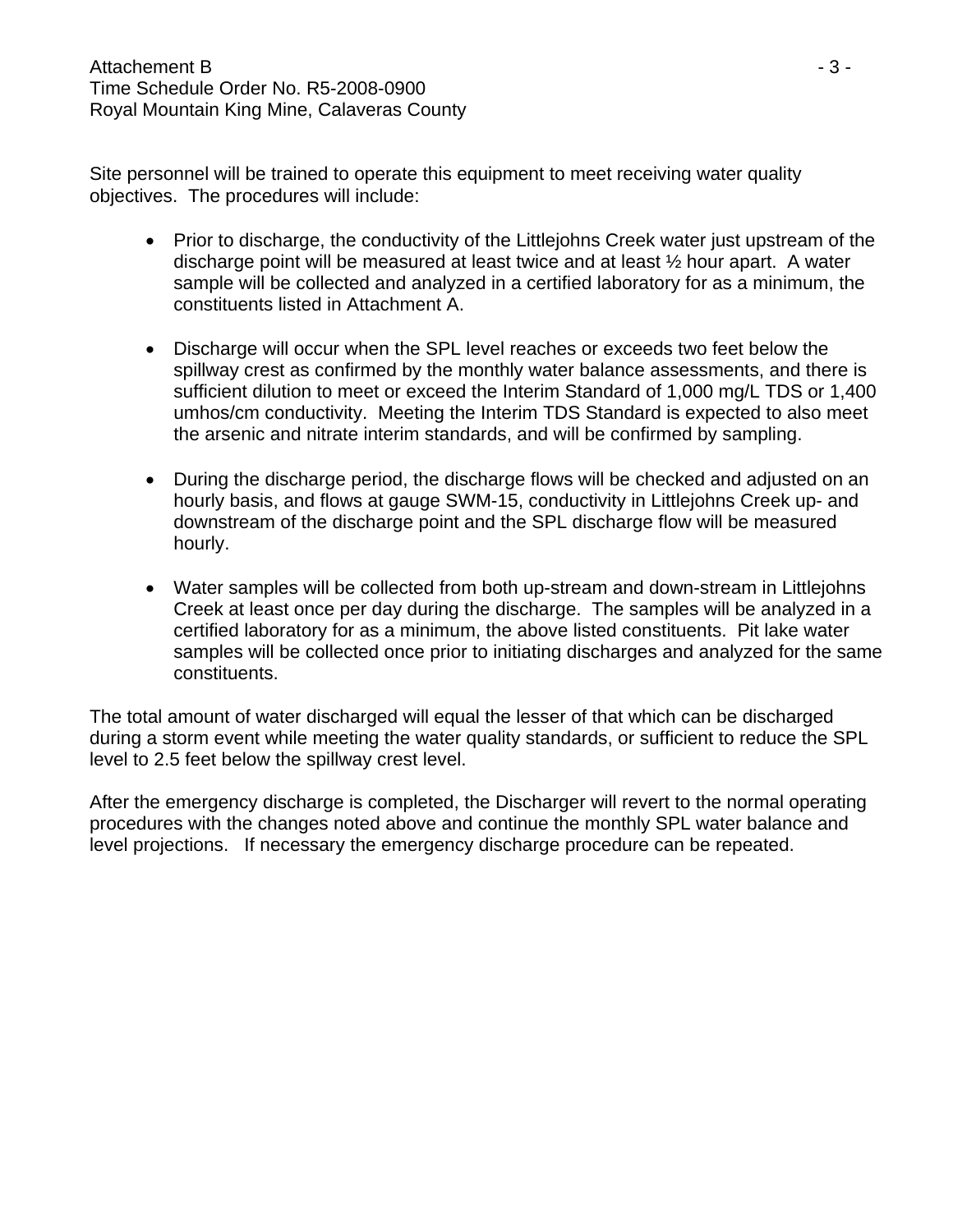Site personnel will be trained to operate this equipment to meet receiving water quality objectives. The procedures will include:

- Prior to discharge, the conductivity of the Littlejohns Creek water just upstream of the discharge point will be measured at least twice and at least ½ hour apart. A water sample will be collected and analyzed in a certified laboratory for as a minimum, the constituents listed in Attachment A.

- Discharge will occur when the SPL level reaches or exceeds two feet below the spillway crest as confirmed by the monthly water balance assessments, and there is sufficient dilution to meet or exceed the Interim Standard of 1,000 mg/L TDS or 1,400 umhos/cm conductivity. Meeting the Interim TDS Standard is expected to also meet the arsenic and nitrate interim standards, and will be confirmed by sampling.

- During the discharge period, the discharge flows will be checked and adjusted on an hourly basis, and flows at gauge SWM-15, conductivity in Littlejohns Creek up- and downstream of the discharge point and the SPL discharge flow will be measured hourly.

- Water samples will be collected from both up-stream and down-stream in Littlejohns Creek at least once per day during the discharge. The samples will be analyzed in a certified laboratory for as a minimum, the above listed constituents. Pit lake water samples will be collected once prior to initiating discharges and analyzed for the same constituents.

The total amount of water discharged will equal the lesser of that which can be discharged during a storm event while meeting the water quality standards, or sufficient to reduce the SPL level to 2.5 feet below the spillway crest level.

After the emergency discharge is completed, the Discharger will revert to the normal operating procedures with the changes noted above and continue the monthly SPL water balance and level projections. If necessary the emergency discharge procedure can be repeated.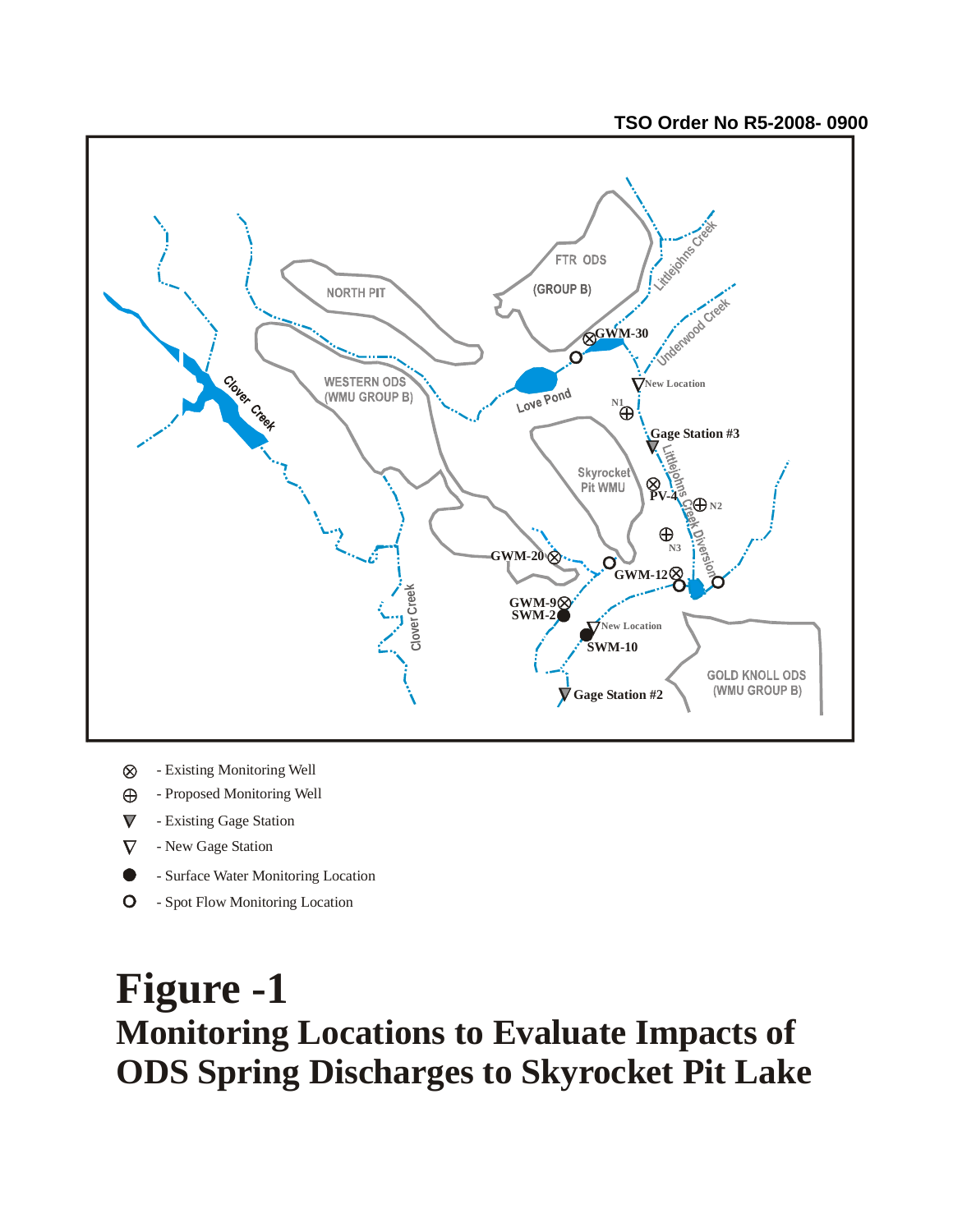TSO Order No R5-2008- 0900

FTR ODS
(GROUP B)
NORTH PIT
WESTERN ODS
(WMU GROUP B)
Clover Creek
Littlejohns Creek
Underwood Creek
GWM-30
New Location
Love Pond
N1
Gage Station #3
Skyrocket
Pit WMU
PV-4
N2
N3
Littlejohns Creek Diversion
GWM-20
GWM-12
GWM-9
SWM-2
New Location
SWM-10
Gage Station #2
GOLD KNOLL ODS
(WMU GROUP B)
Clover Creek

⊗ - Existing Monitoring Well

⊕ - Proposed Monitoring Well

▼ - Existing Gage Station

▽ - New Gage Station

● - Surface Water Monitoring Location

○ - Spot Flow Monitoring Location

# Figure -1

## Monitoring Locations to Evaluate Impacts of ODS Spring Discharges to Skyrocket Pit Lake